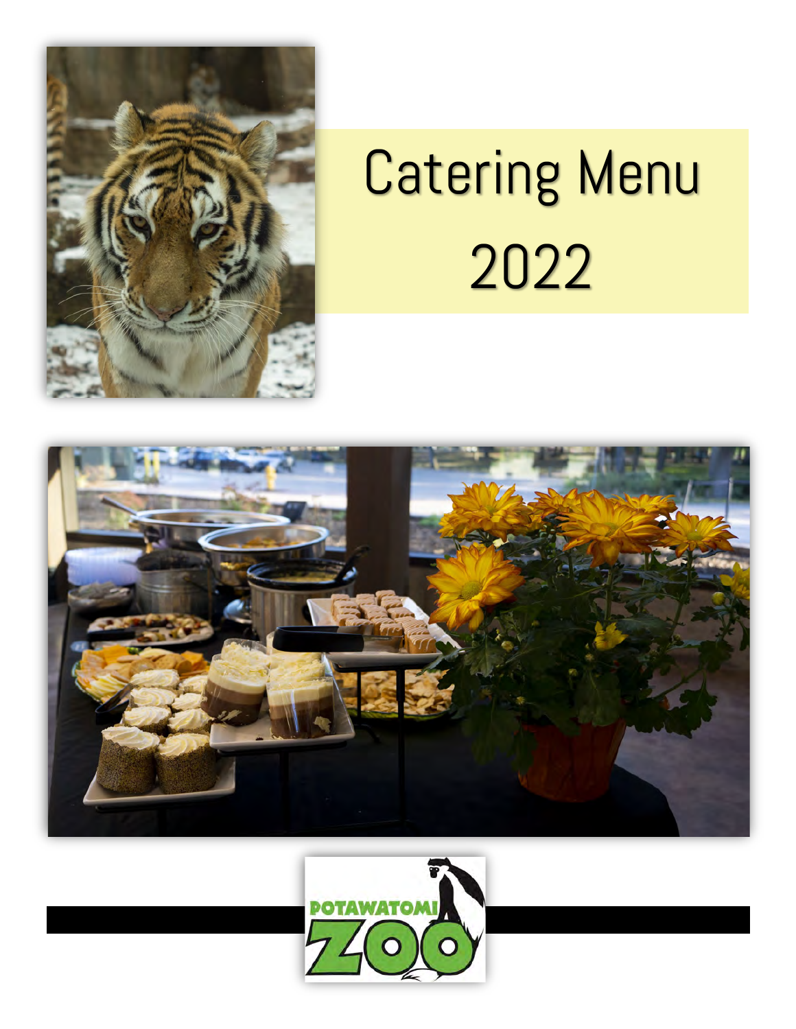# Catering Menu

# 2022

POTAWATOMI ZOO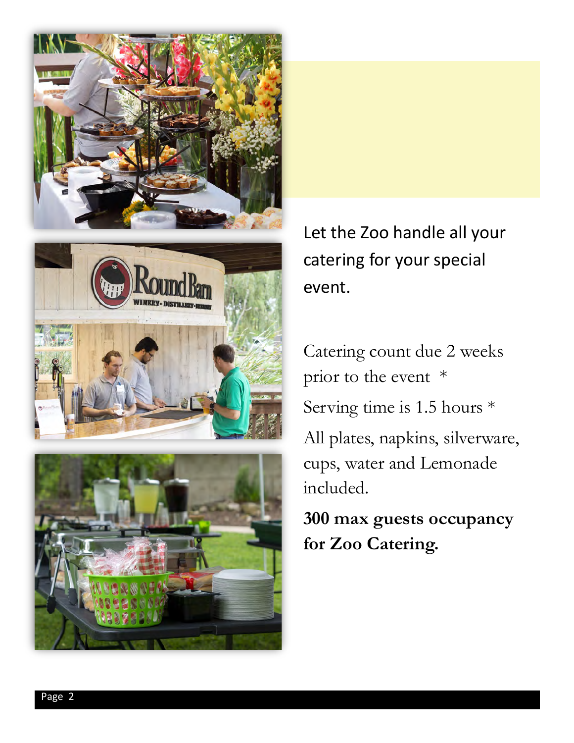Let the Zoo handle all your catering for your special event.

Catering count due 2 weeks prior to the event *

Serving time is 1.5 hours *

All plates, napkins, silverware, cups, water and Lemonade included.

**300 max guests occupancy for Zoo Catering.**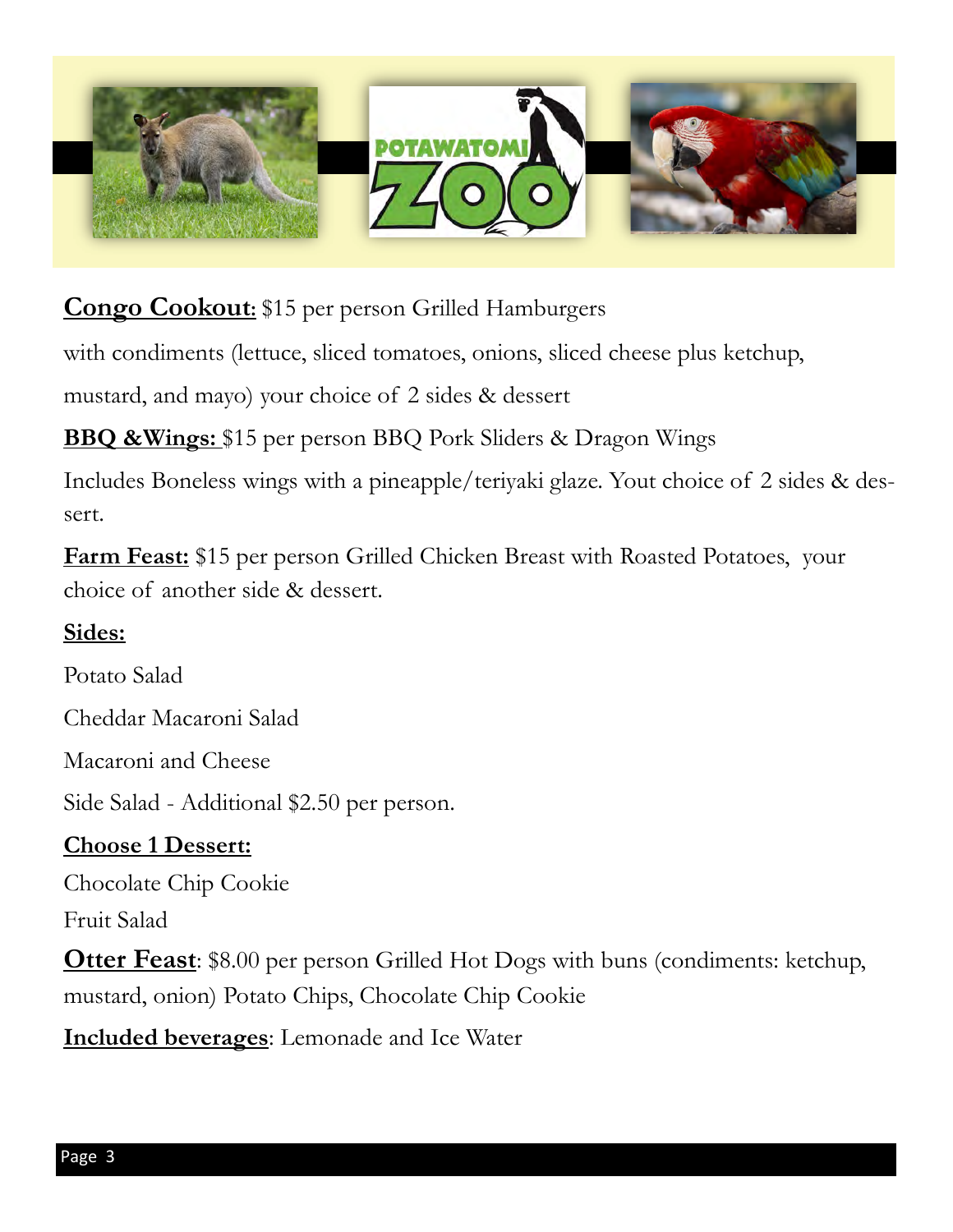**Congo Cookout:** $15 per person Grilled Hamburgers

with condiments (lettuce, sliced tomatoes, onions, sliced cheese plus ketchup, mustard, and mayo) your choice of 2 sides & dessert

**BBQ &Wings:** $15 per person BBQ Pork Sliders & Dragon Wings

Includes Boneless wings with a pineapple/teriyaki glaze. Yout choice of 2 sides & dessert.

**Farm Feast:** $15 per person Grilled Chicken Breast with Roasted Potatoes, your choice of another side & dessert.

**Sides:**

Potato Salad

Cheddar Macaroni Salad

Macaroni and Cheese

Side Salad - Additional $2.50 per person.

**Choose 1 Dessert:**

Chocolate Chip Cookie

Fruit Salad

**Otter Feast**: $8.00 per person Grilled Hot Dogs with buns (condiments: ketchup, mustard, onion) Potato Chips, Chocolate Chip Cookie

**Included beverages**: Lemonade and Ice Water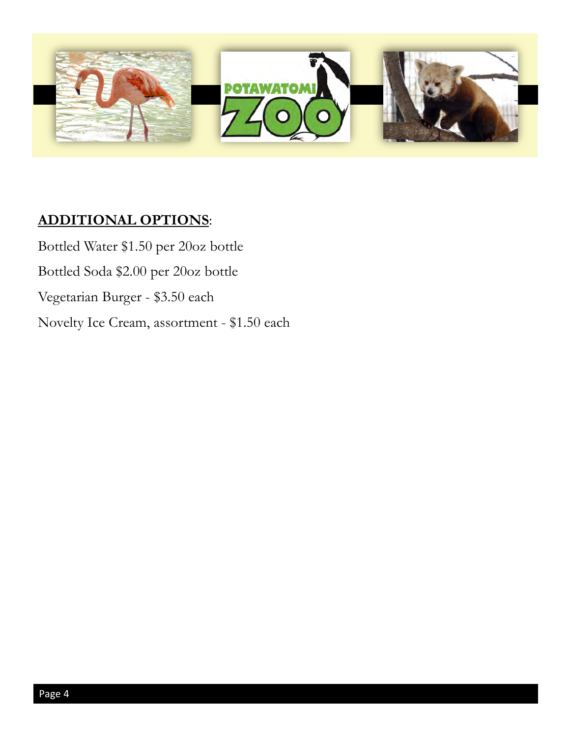## **ADDITIONAL OPTIONS**:

Bottled Water $1.50 per 20oz bottle

Bottled Soda $2.00 per 20oz bottle

Vegetarian Burger - $3.50 each

Novelty Ice Cream, assortment - $1.50 each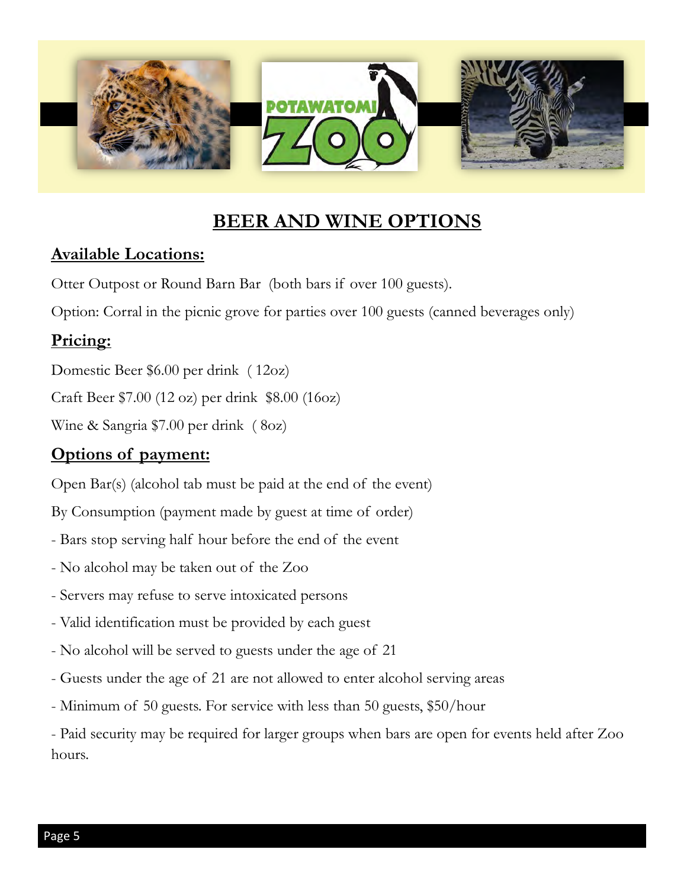# BEER AND WINE OPTIONS

## Available Locations:

Otter Outpost or Round Barn Bar (both bars if over 100 guests).

Option: Corral in the picnic grove for parties over 100 guests (canned beverages only)

## Pricing:

Domestic Beer $6.00 per drink ( 12oz)

Craft Beer $7.00 (12 oz) per drink $8.00 (16oz)

Wine & Sangria $7.00 per drink ( 8oz)

## Options of payment:

Open Bar(s) (alcohol tab must be paid at the end of the event)

By Consumption (payment made by guest at time of order)

- Bars stop serving half hour before the end of the event
- No alcohol may be taken out of the Zoo
- Servers may refuse to serve intoxicated persons
- Valid identification must be provided by each guest
- No alcohol will be served to guests under the age of 21
- Guests under the age of 21 are not allowed to enter alcohol serving areas
- Minimum of 50 guests. For service with less than 50 guests, $50/hour
- Paid security may be required for larger groups when bars are open for events held after Zoo hours.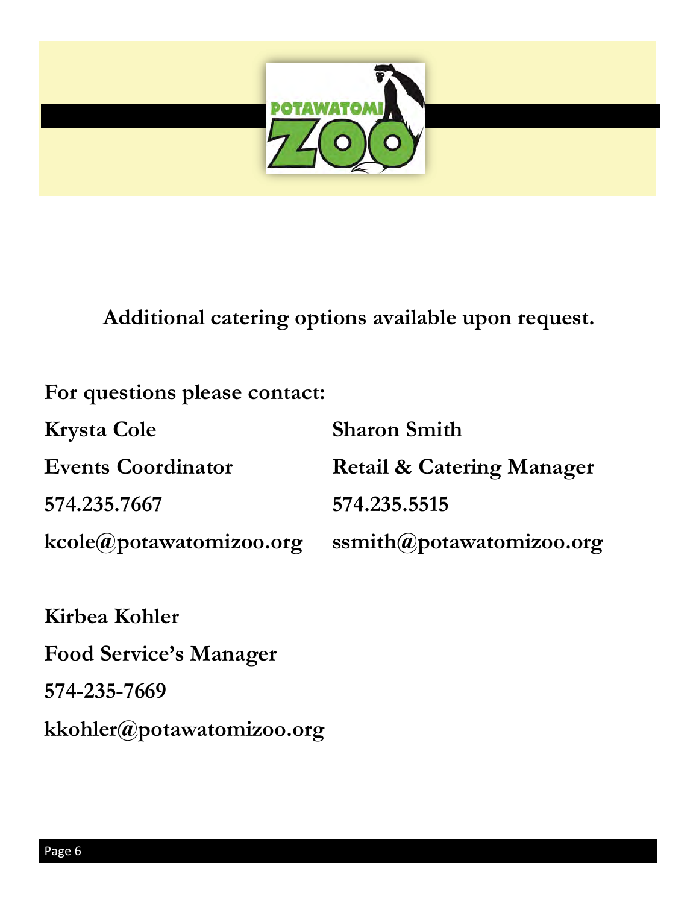**Additional catering options available upon request.**

**For questions please contact:**

**Krysta Cole**
**Events Coordinator**
**574.235.7667**
**kcole@potawatomizoo.org**

**Sharon Smith**
**Retail & Catering Manager**
**574.235.5515**
**ssmith@potawatomizoo.org**

**Kirbea Kohler**
**Food Service's Manager**
**574-235-7669**
**kkohler@potawatomizoo.org**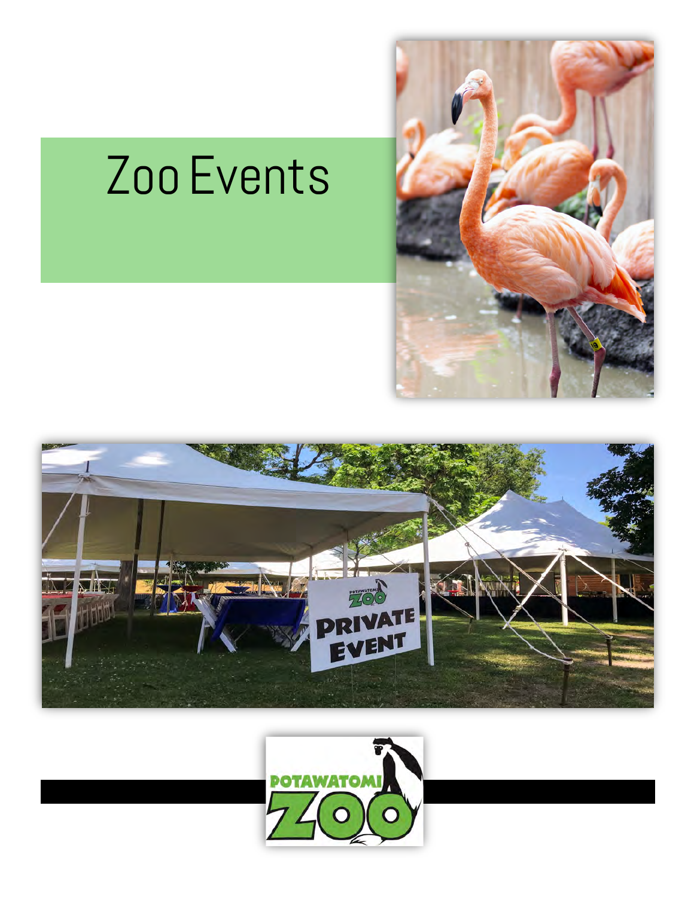# Zoo Events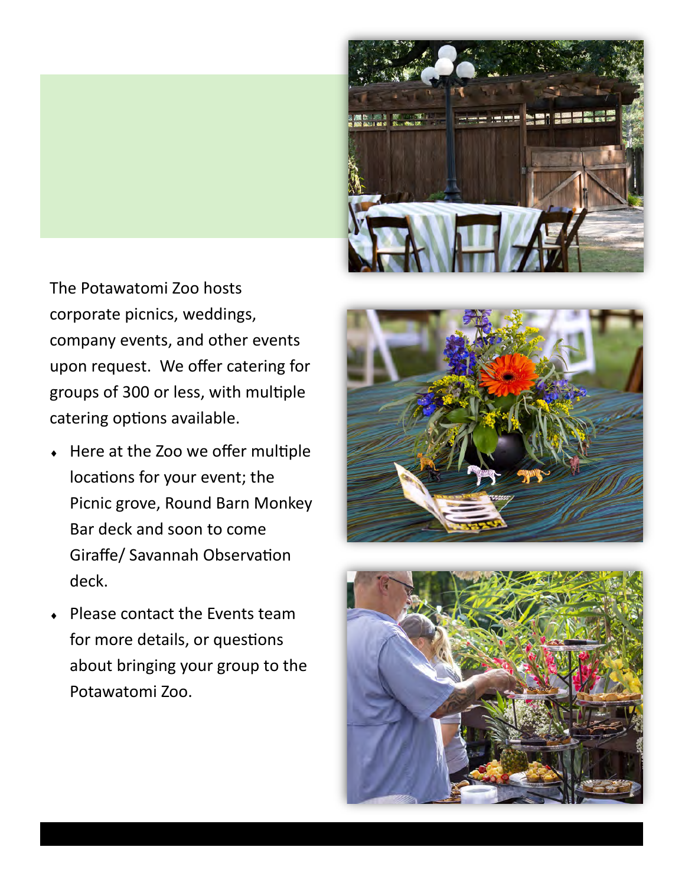The Potawatomi Zoo hosts corporate picnics, weddings, company events, and other events upon request. We offer catering for groups of 300 or less, with multiple catering options available.

- Here at the Zoo we offer multiple locations for your event; the Picnic grove, Round Barn Monkey Bar deck and soon to come Giraffe/ Savannah Observation deck.
- Please contact the Events team for more details, or questions about bringing your group to the Potawatomi Zoo.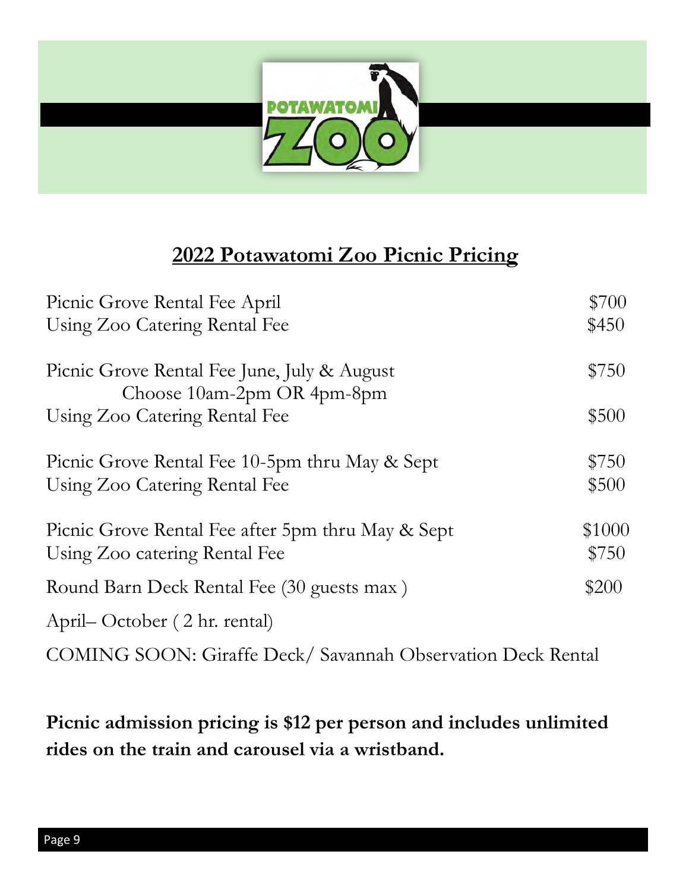## 2022 Potawatomi Zoo Picnic Pricing

| | |
|---|---|
| Picnic Grove Rental Fee April | $700 |
| Using Zoo Catering Rental Fee | $450 |
| Picnic Grove Rental Fee June, July & August<br>Choose 10am-2pm OR 4pm-8pm | $750 |
| Using Zoo Catering Rental Fee | $500 |
| Picnic Grove Rental Fee 10-5pm thru May & Sept | $750 |
| Using Zoo Catering Rental Fee | $500 |
| Picnic Grove Rental Fee after 5pm thru May & Sept | $1000 |
| Using Zoo catering Rental Fee | $750 |
| Round Barn Deck Rental Fee (30 guests max ) | $200 |

April– October ( 2 hr. rental)

COMING SOON: Giraffe Deck/ Savannah Observation Deck Rental

**Picnic admission pricing is $12 per person and includes unlimited rides on the train and carousel via a wristband.**